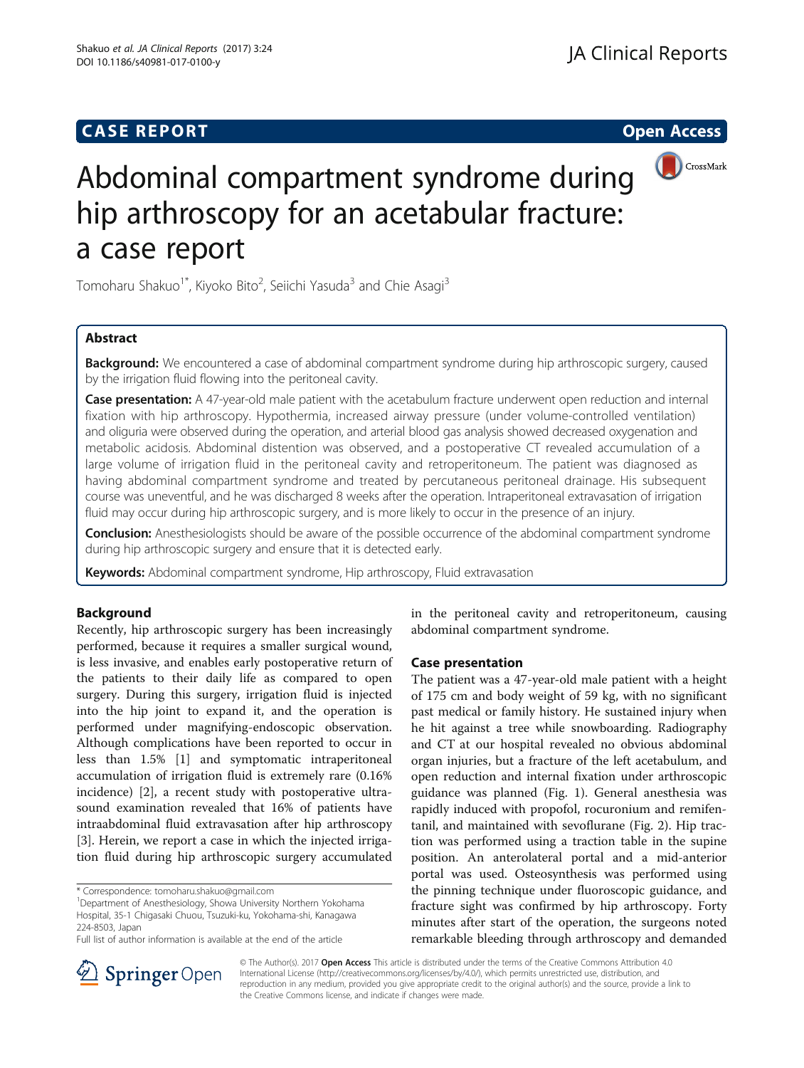CASE REPORT

Open Access

# Abdominal compartment syndrome during hip arthroscopy for an acetabular fracture: a case report

Tomoharu Shakuo[1*], Kiyoko Bito[2], Seiichi Yasuda[3] and Chie Asagi[3]

## Abstract

**Background:** We encountered a case of abdominal compartment syndrome during hip arthroscopic surgery, caused by the irrigation fluid flowing into the peritoneal cavity.

**Case presentation:** A 47-year-old male patient with the acetabulum fracture underwent open reduction and internal fixation with hip arthroscopy. Hypothermia, increased airway pressure (under volume-controlled ventilation) and oliguria were observed during the operation, and arterial blood gas analysis showed decreased oxygenation and metabolic acidosis. Abdominal distention was observed, and a postoperative CT revealed accumulation of a large volume of irrigation fluid in the peritoneal cavity and retroperitoneum. The patient was diagnosed as having abdominal compartment syndrome and treated by percutaneous peritoneal drainage. His subsequent course was uneventful, and he was discharged 8 weeks after the operation. Intraperitoneal extravasation of irrigation fluid may occur during hip arthroscopic surgery, and is more likely to occur in the presence of an injury.

**Conclusion:** Anesthesiologists should be aware of the possible occurrence of the abdominal compartment syndrome during hip arthroscopic surgery and ensure that it is detected early.

**Keywords:** Abdominal compartment syndrome, Hip arthroscopy, Fluid extravasation

## Background

Recently, hip arthroscopic surgery has been increasingly performed, because it requires a smaller surgical wound, is less invasive, and enables early postoperative return of the patients to their daily life as compared to open surgery. During this surgery, irrigation fluid is injected into the hip joint to expand it, and the operation is performed under magnifying-endoscopic observation. Although complications have been reported to occur in less than 1.5% [1] and symptomatic intraperitoneal accumulation of irrigation fluid is extremely rare (0.16% incidence) [2], a recent study with postoperative ultrasound examination revealed that 16% of patients have intraabdominal fluid extravasation after hip arthroscopy [3]. Herein, we report a case in which the injected irrigation fluid during hip arthroscopic surgery accumulated in the peritoneal cavity and retroperitoneum, causing abdominal compartment syndrome.

## Case presentation

The patient was a 47-year-old male patient with a height of 175 cm and body weight of 59 kg, with no significant past medical or family history. He sustained injury when he hit against a tree while snowboarding. Radiography and CT at our hospital revealed no obvious abdominal organ injuries, but a fracture of the left acetabulum, and open reduction and internal fixation under arthroscopic guidance was planned (Fig. 1). General anesthesia was rapidly induced with propofol, rocuronium and remifentanil, and maintained with sevoflurane (Fig. 2). Hip traction was performed using a traction table in the supine position. An anterolateral portal and a mid-anterior portal was used. Osteosynthesis was performed using the pinning technique under fluoroscopic guidance, and fracture sight was confirmed by hip arthroscopy. Forty minutes after start of the operation, the surgeons noted remarkable bleeding through arthroscopy and demanded

\* Correspondence: tomoharu.shakuo@gmail.com
[1]Department of Anesthesiology, Showa University Northern Yokohama Hospital, 35-1 Chigasaki Chuou, Tsuzuki-ku, Yokohama-shi, Kanagawa 224-8503, Japan
Full list of author information is available at the end of the article

© The Author(s). 2017 **Open Access** This article is distributed under the terms of the Creative Commons Attribution 4.0 International License (http://creativecommons.org/licenses/by/4.0/), which permits unrestricted use, distribution, and reproduction in any medium, provided you give appropriate credit to the original author(s) and the source, provide a link to the Creative Commons license, and indicate if changes were made.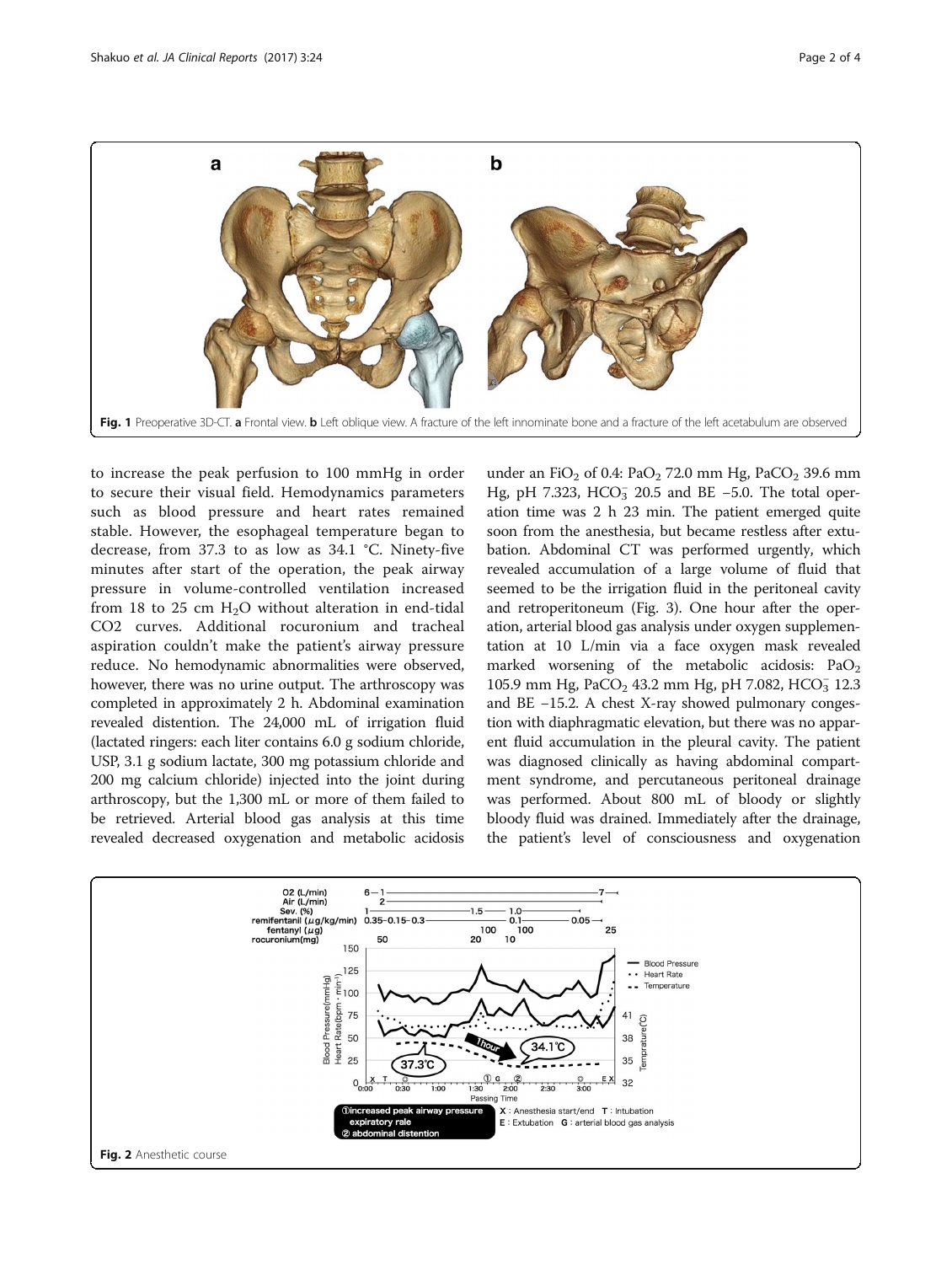Fig. 1 Preoperative 3D-CT. **a** Frontal view. **b** Left oblique view. A fracture of the left innominate bone and a fracture of the left acetabulum are observed

to increase the peak perfusion to 100 mmHg in order to secure their visual field. Hemodynamics parameters such as blood pressure and heart rates remained stable. However, the esophageal temperature began to decrease, from 37.3 to as low as 34.1 °C. Ninety-five minutes after start of the operation, the peak airway pressure in volume-controlled ventilation increased from 18 to 25 cm $H_2O$ without alteration in end-tidal CO2 curves. Additional rocuronium and tracheal aspiration couldn't make the patient's airway pressure reduce. No hemodynamic abnormalities were observed, however, there was no urine output. The arthroscopy was completed in approximately 2 h. Abdominal examination revealed distention. The 24,000 mL of irrigation fluid (lactated ringers: each liter contains 6.0 g sodium chloride, USP, 3.1 g sodium lactate, 300 mg potassium chloride and 200 mg calcium chloride) injected into the joint during arthroscopy, but the 1,300 mL or more of them failed to be retrieved. Arterial blood gas analysis at this time revealed decreased oxygenation and metabolic acidosis under an $FiO_2$ of 0.4: $PaO_2$ 72.0 mm Hg, $PaCO_2$ 39.6 mm Hg, pH 7.323, $HCO_3^-$ 20.5 and BE −5.0. The total operation time was 2 h 23 min. The patient emerged quite soon from the anesthesia, but became restless after extubation. Abdominal CT was performed urgently, which revealed accumulation of a large volume of fluid that seemed to be the irrigation fluid in the peritoneal cavity and retroperitoneum (Fig. 3). One hour after the operation, arterial blood gas analysis under oxygen supplementation at 10 L/min via a face oxygen mask revealed marked worsening of the metabolic acidosis: $PaO_2$ 105.9 mm Hg, $PaCO_2$ 43.2 mm Hg, pH 7.082, $HCO_3^-$ 12.3 and BE −15.2. A chest X-ray showed pulmonary congestion with diaphragmatic elevation, but there was no apparent fluid accumulation in the pleural cavity. The patient was diagnosed clinically as having abdominal compartment syndrome, and percutaneous peritoneal drainage was performed. About 800 mL of bloody or slightly bloody fluid was drained. Immediately after the drainage, the patient's level of consciousness and oxygenation

Fig. 2 Anesthetic course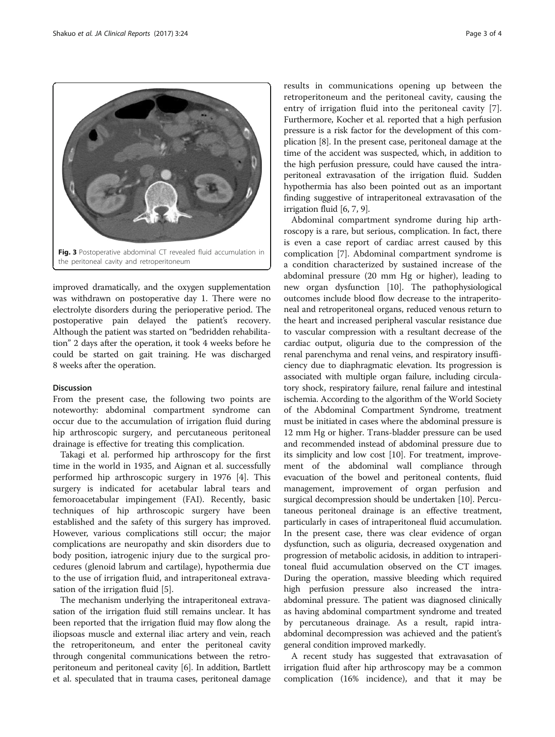Fig. 3 Postoperative abdominal CT revealed fluid accumulation in the peritoneal cavity and retroperitoneum

improved dramatically, and the oxygen supplementation was withdrawn on postoperative day 1. There were no electrolyte disorders during the perioperative period. The postoperative pain delayed the patient's recovery. Although the patient was started on "bedridden rehabilitation" 2 days after the operation, it took 4 weeks before he could be started on gait training. He was discharged 8 weeks after the operation.

## Discussion

From the present case, the following two points are noteworthy: abdominal compartment syndrome can occur due to the accumulation of irrigation fluid during hip arthroscopic surgery, and percutaneous peritoneal drainage is effective for treating this complication.

Takagi et al. performed hip arthroscopy for the first time in the world in 1935, and Aignan et al. successfully performed hip arthroscopic surgery in 1976 [4]. This surgery is indicated for acetabular labral tears and femoroacetabular impingement (FAI). Recently, basic techniques of hip arthroscopic surgery have been established and the safety of this surgery has improved. However, various complications still occur; the major complications are neuropathy and skin disorders due to body position, iatrogenic injury due to the surgical procedures (glenoid labrum and cartilage), hypothermia due to the use of irrigation fluid, and intraperitoneal extravasation of the irrigation fluid [5].

The mechanism underlying the intraperitoneal extravasation of the irrigation fluid still remains unclear. It has been reported that the irrigation fluid may flow along the iliopsoas muscle and external iliac artery and vein, reach the retroperitoneum, and enter the peritoneal cavity through congenital communications between the retroperitoneum and peritoneal cavity [6]. In addition, Bartlett et al. speculated that in trauma cases, peritoneal damage results in communications opening up between the retroperitoneum and the peritoneal cavity, causing the entry of irrigation fluid into the peritoneal cavity [7]. Furthermore, Kocher et al. reported that a high perfusion pressure is a risk factor for the development of this complication [8]. In the present case, peritoneal damage at the time of the accident was suspected, which, in addition to the high perfusion pressure, could have caused the intraperitoneal extravasation of the irrigation fluid. Sudden hypothermia has also been pointed out as an important finding suggestive of intraperitoneal extravasation of the irrigation fluid [6, 7, 9].

Abdominal compartment syndrome during hip arthroscopy is a rare, but serious, complication. In fact, there is even a case report of cardiac arrest caused by this complication [7]. Abdominal compartment syndrome is a condition characterized by sustained increase of the abdominal pressure (20 mm Hg or higher), leading to new organ dysfunction [10]. The pathophysiological outcomes include blood flow decrease to the intraperitoneal and retroperitoneal organs, reduced venous return to the heart and increased peripheral vascular resistance due to vascular compression with a resultant decrease of the cardiac output, oliguria due to the compression of the renal parenchyma and renal veins, and respiratory insufficiency due to diaphragmatic elevation. Its progression is associated with multiple organ failure, including circulatory shock, respiratory failure, renal failure and intestinal ischemia. According to the algorithm of the World Society of the Abdominal Compartment Syndrome, treatment must be initiated in cases where the abdominal pressure is 12 mm Hg or higher. Trans-bladder pressure can be used and recommended instead of abdominal pressure due to its simplicity and low cost [10]. For treatment, improvement of the abdominal wall compliance through evacuation of the bowel and peritoneal contents, fluid management, improvement of organ perfusion and surgical decompression should be undertaken [10]. Percutaneous peritoneal drainage is an effective treatment, particularly in cases of intraperitoneal fluid accumulation. In the present case, there was clear evidence of organ dysfunction, such as oliguria, decreased oxygenation and progression of metabolic acidosis, in addition to intraperitoneal fluid accumulation observed on the CT images. During the operation, massive bleeding which required high perfusion pressure also increased the intra-abdominal pressure. The patient was diagnosed clinically as having abdominal compartment syndrome and treated by percutaneous drainage. As a result, rapid intra-abdominal decompression was achieved and the patient's general condition improved markedly.

A recent study has suggested that extravasation of irrigation fluid after hip arthroscopy may be a common complication (16% incidence), and that it may be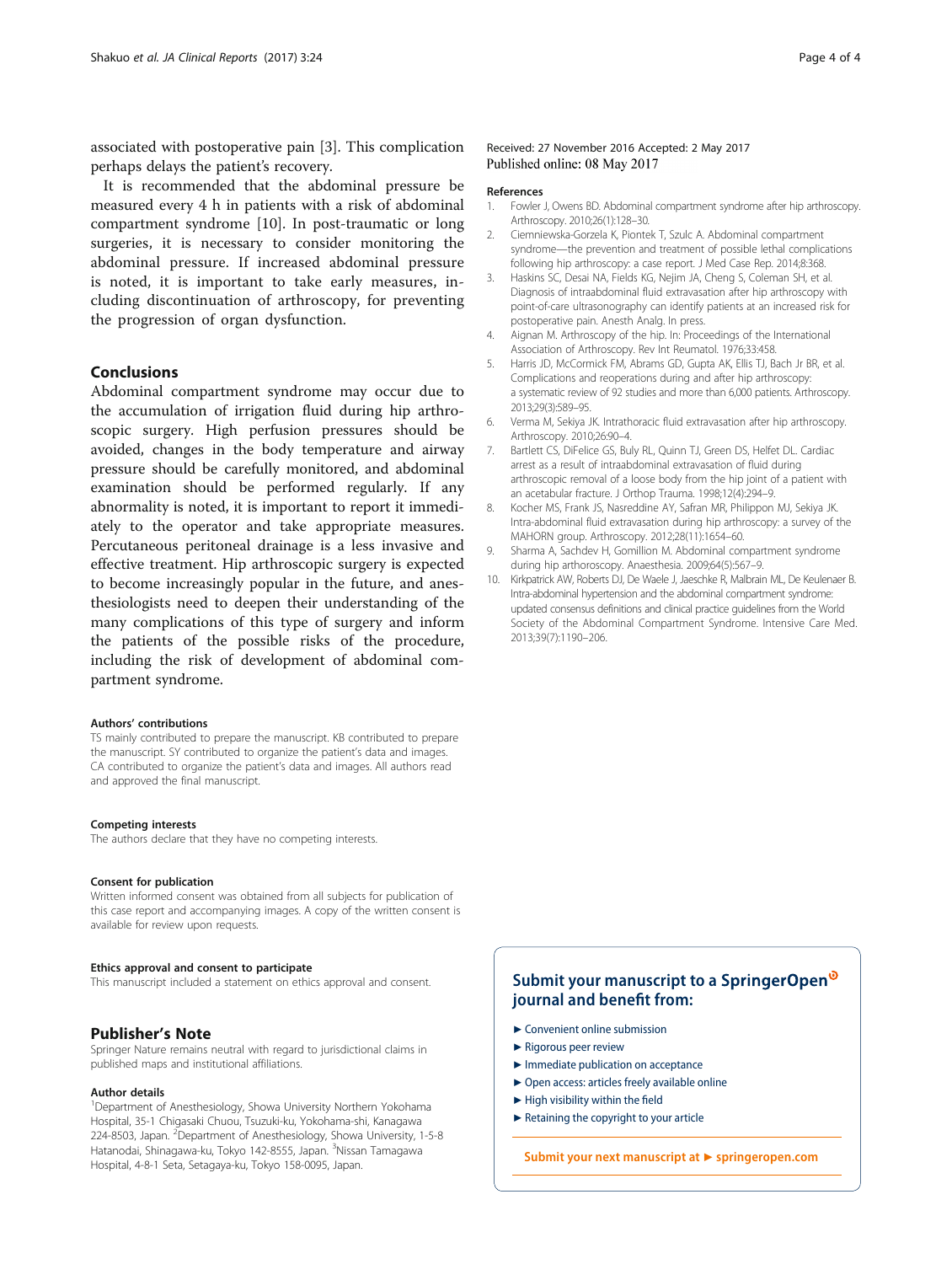associated with postoperative pain [3]. This complication perhaps delays the patient's recovery.

It is recommended that the abdominal pressure be measured every 4 h in patients with a risk of abdominal compartment syndrome [10]. In post-traumatic or long surgeries, it is necessary to consider monitoring the abdominal pressure. If increased abdominal pressure is noted, it is important to take early measures, including discontinuation of arthroscopy, for preventing the progression of organ dysfunction.

## Conclusions

Abdominal compartment syndrome may occur due to the accumulation of irrigation fluid during hip arthroscopic surgery. High perfusion pressures should be avoided, changes in the body temperature and airway pressure should be carefully monitored, and abdominal examination should be performed regularly. If any abnormality is noted, it is important to report it immediately to the operator and take appropriate measures. Percutaneous peritoneal drainage is a less invasive and effective treatment. Hip arthroscopic surgery is expected to become increasingly popular in the future, and anesthesiologists need to deepen their understanding of the many complications of this type of surgery and inform the patients of the possible risks of the procedure, including the risk of development of abdominal compartment syndrome.

#### Authors' contributions

TS mainly contributed to prepare the manuscript. KB contributed to prepare the manuscript. SY contributed to organize the patient's data and images. CA contributed to organize the patient's data and images. All authors read and approved the final manuscript.

#### Competing interests

The authors declare that they have no competing interests.

#### Consent for publication

Written informed consent was obtained from all subjects for publication of this case report and accompanying images. A copy of the written consent is available for review upon requests.

#### Ethics approval and consent to participate

This manuscript included a statement on ethics approval and consent.

## Publisher's Note

Springer Nature remains neutral with regard to jurisdictional claims in published maps and institutional affiliations.

#### Author details

[1]Department of Anesthesiology, Showa University Northern Yokohama Hospital, 35-1 Chigasaki Chuou, Tsuzuki-ku, Yokohama-shi, Kanagawa 224-8503, Japan. [2]Department of Anesthesiology, Showa University, 1-5-8 Hatanodai, Shinagawa-ku, Tokyo 142-8555, Japan. [3]Nissan Tamagawa Hospital, 4-8-1 Seta, Setagaya-ku, Tokyo 158-0095, Japan.

Received: 27 November 2016 Accepted: 2 May 2017
Published online: 08 May 2017

#### References

1. Fowler J, Owens BD. Abdominal compartment syndrome after hip arthroscopy. Arthroscopy. 2010;26(1):128–30.
2. Ciemniewska-Gorzela K, Piontek T, Szulc A. Abdominal compartment syndrome—the prevention and treatment of possible lethal complications following hip arthroscopy: a case report. J Med Case Rep. 2014;8:368.
3. Haskins SC, Desai NA, Fields KG, Nejim JA, Cheng S, Coleman SH, et al. Diagnosis of intraabdominal fluid extravasation after hip arthroscopy with point-of-care ultrasonography can identify patients at an increased risk for postoperative pain. Anesth Analg. In press.
4. Aignan M. Arthroscopy of the hip. In: Proceedings of the International Association of Arthroscopy. Rev Int Reumatol. 1976;33:458.
5. Harris JD, McCormick FM, Abrams GD, Gupta AK, Ellis TJ, Bach Jr BR, et al. Complications and reoperations during and after hip arthroscopy: a systematic review of 92 studies and more than 6,000 patients. Arthroscopy. 2013;29(3):589–95.
6. Verma M, Sekiya JK. Intrathoracic fluid extravasation after hip arthroscopy. Arthroscopy. 2010;26:90–4.
7. Bartlett CS, DiFelice GS, Buly RL, Quinn TJ, Green DS, Helfet DL. Cardiac arrest as a result of intraabdominal extravasation of fluid during arthroscopic removal of a loose body from the hip joint of a patient with an acetabular fracture. J Orthop Trauma. 1998;12(4):294–9.
8. Kocher MS, Frank JS, Nasreddine AY, Safran MR, Philippon MJ, Sekiya JK. Intra-abdominal fluid extravasation during hip arthroscopy: a survey of the MAHORN group. Arthroscopy. 2012;28(11):1654–60.
9. Sharma A, Sachdev H, Gomillion M. Abdominal compartment syndrome during hip arthoroscopy. Anaesthesia. 2009;64(5):567–9.
10. Kirkpatrick AW, Roberts DJ, De Waele J, Jaeschke R, Malbrain ML, De Keulenaer B. Intra-abdominal hypertension and the abdominal compartment syndrome: updated consensus definitions and clinical practice guidelines from the World Society of the Abdominal Compartment Syndrome. Intensive Care Med. 2013;39(7):1190–206.

**Submit your manuscript to a SpringerOpen journal and benefit from:**

- ► Convenient online submission
- ► Rigorous peer review
- ► Immediate publication on acceptance
- ► Open access: articles freely available online
- ► High visibility within the field
- ► Retaining the copyright to your article

**Submit your next manuscript at ► springeropen.com**